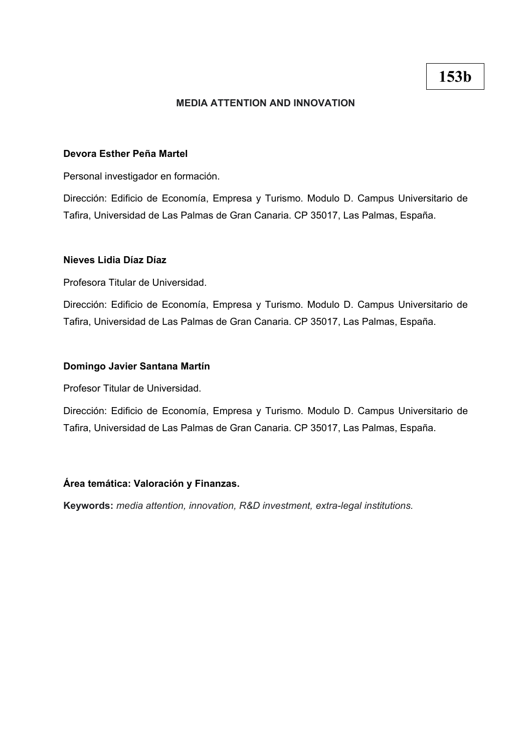**153b**

# MEDIA ATTENTION AND INNOVATION

**Devora Esther Peña Martel**

Personal investigador en formación.

Dirección: Edificio de Economía, Empresa y Turismo. Modulo D. Campus Universitario de Tafira, Universidad de Las Palmas de Gran Canaria. CP 35017, Las Palmas, España.

**Nieves Lidia Díaz Díaz**

Profesora Titular de Universidad.

Dirección: Edificio de Economía, Empresa y Turismo. Modulo D. Campus Universitario de Tafira, Universidad de Las Palmas de Gran Canaria. CP 35017, Las Palmas, España.

**Domingo Javier Santana Martín**

Profesor Titular de Universidad.

Dirección: Edificio de Economía, Empresa y Turismo. Modulo D. Campus Universitario de Tafira, Universidad de Las Palmas de Gran Canaria. CP 35017, Las Palmas, España.

**Área temática: Valoración y Finanzas.**

**Keywords:** *media attention, innovation, R&D investment, extra-legal institutions.*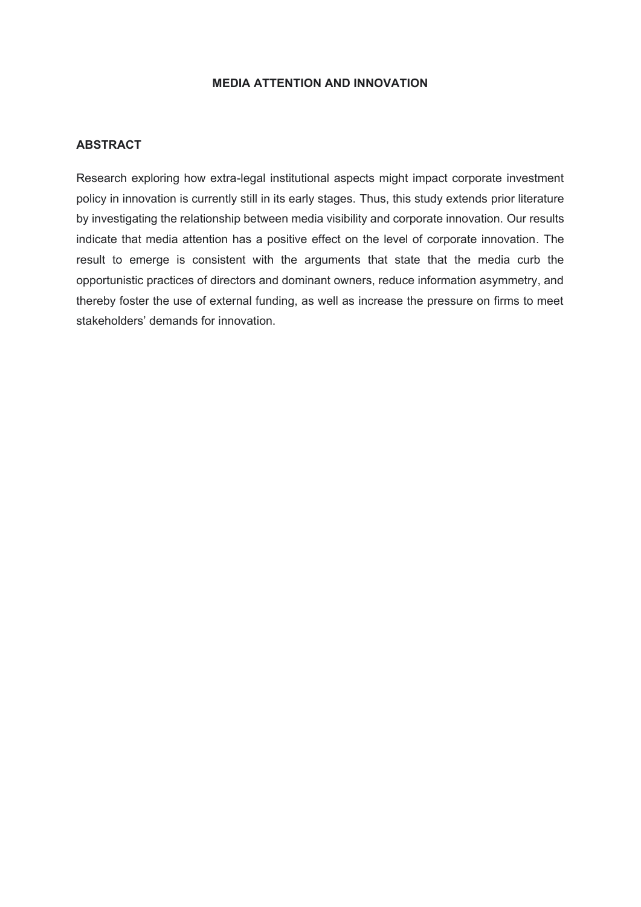# MEDIA ATTENTION AND INNOVATION

## ABSTRACT

Research exploring how extra-legal institutional aspects might impact corporate investment policy in innovation is currently still in its early stages. Thus, this study extends prior literature by investigating the relationship between media visibility and corporate innovation. Our results indicate that media attention has a positive effect on the level of corporate innovation. The result to emerge is consistent with the arguments that state that the media curb the opportunistic practices of directors and dominant owners, reduce information asymmetry, and thereby foster the use of external funding, as well as increase the pressure on firms to meet stakeholders' demands for innovation.